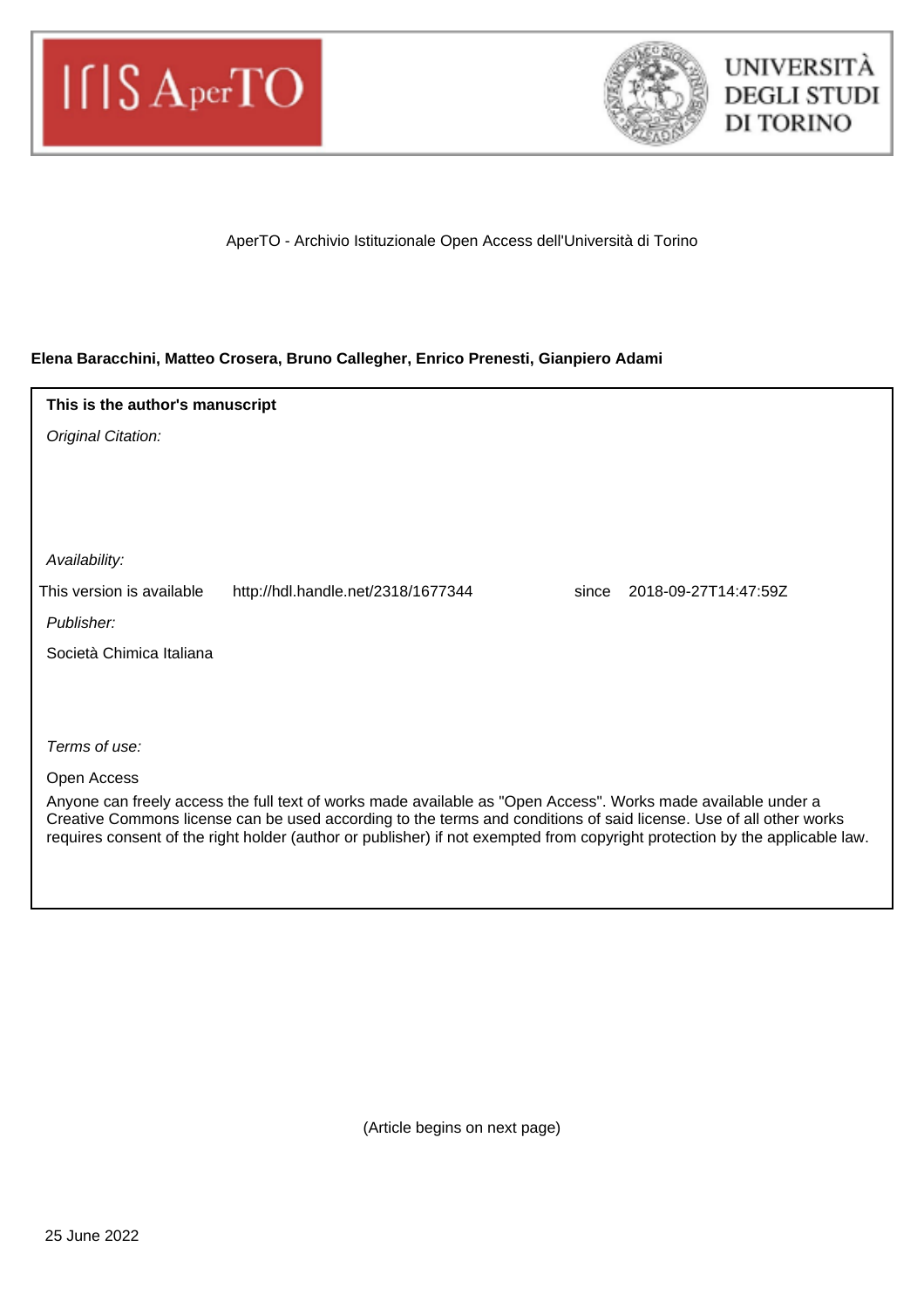IRIS AperTO

UNIVERSITÀ DEGLI STUDI DI TORINO

AperTO - Archivio Istituzionale Open Access dell'Università di Torino

**Elena Baracchini, Matteo Crosera, Bruno Callegher, Enrico Prenesti, Gianpiero Adami**

**This is the author's manuscript**

*Original Citation:*

*Availability:*

This version is available http://hdl.handle.net/2318/1677344 since 2018-09-27T14:47:59Z

*Publisher:*

Società Chimica Italiana

*Terms of use:*

Open Access

Anyone can freely access the full text of works made available as "Open Access". Works made available under a Creative Commons license can be used according to the terms and conditions of said license. Use of all other works requires consent of the right holder (author or publisher) if not exempted from copyright protection by the applicable law.

(Article begins on next page)

25 June 2022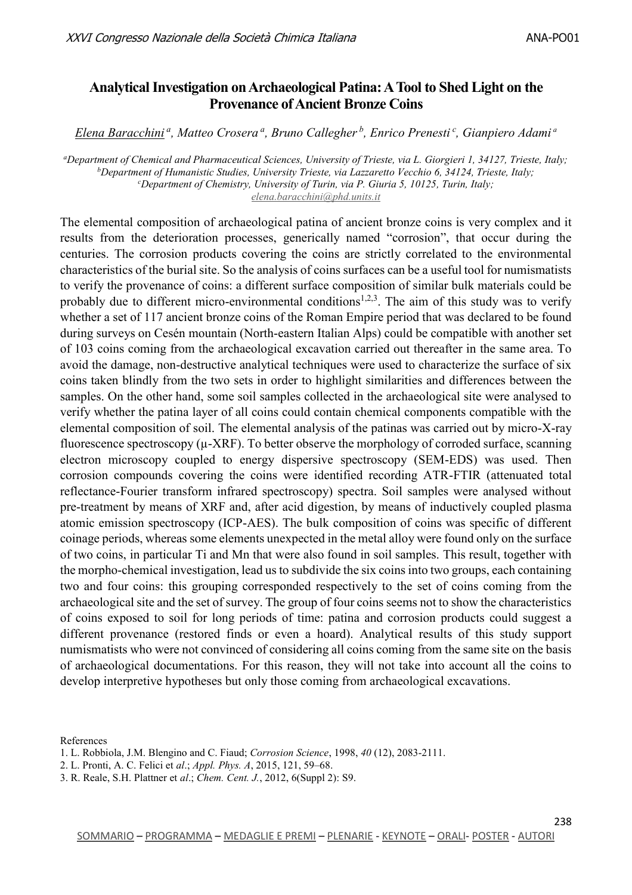# Analytical Investigation on Archaeological Patina: A Tool to Shed Light on the Provenance of Ancient Bronze Coins

*Elena Baracchini*[a], *Matteo Crosera*[a], *Bruno Callegher*[b], *Enrico Prenesti*[c], *Gianpiero Adami*[a]

[a]*Department of Chemical and Pharmaceutical Sciences, University of Trieste, via L. Giorgieri 1, 34127, Trieste, Italy;*
[b]*Department of Humanistic Studies, University Trieste, via Lazzaretto Vecchio 6, 34124, Trieste, Italy;*
[c]*Department of Chemistry, University of Turin, via P. Giuria 5, 10125, Turin, Italy;*
*elena.baracchini@phd.units.it*

The elemental composition of archaeological patina of ancient bronze coins is very complex and it results from the deterioration processes, generically named "corrosion", that occur during the centuries. The corrosion products covering the coins are strictly correlated to the environmental characteristics of the burial site. So the analysis of coins surfaces can be a useful tool for numismatists to verify the provenance of coins: a different surface composition of similar bulk materials could be probably due to different micro-environmental conditions[1,2,3]. The aim of this study was to verify whether a set of 117 ancient bronze coins of the Roman Empire period that was declared to be found during surveys on Cesén mountain (North-eastern Italian Alps) could be compatible with another set of 103 coins coming from the archaeological excavation carried out thereafter in the same area. To avoid the damage, non-destructive analytical techniques were used to characterize the surface of six coins taken blindly from the two sets in order to highlight similarities and differences between the samples. On the other hand, some soil samples collected in the archaeological site were analysed to verify whether the patina layer of all coins could contain chemical components compatible with the elemental composition of soil. The elemental analysis of the patinas was carried out by micro-X-ray fluorescence spectroscopy (μ-XRF). To better observe the morphology of corroded surface, scanning electron microscopy coupled to energy dispersive spectroscopy (SEM-EDS) was used. Then corrosion compounds covering the coins were identified recording ATR-FTIR (attenuated total reflectance-Fourier transform infrared spectroscopy) spectra. Soil samples were analysed without pre-treatment by means of XRF and, after acid digestion, by means of inductively coupled plasma atomic emission spectroscopy (ICP-AES). The bulk composition of coins was specific of different coinage periods, whereas some elements unexpected in the metal alloy were found only on the surface of two coins, in particular Ti and Mn that were also found in soil samples. This result, together with the morpho-chemical investigation, lead us to subdivide the six coins into two groups, each containing two and four coins: this grouping corresponded respectively to the set of coins coming from the archaeological site and the set of survey. The group of four coins seems not to show the characteristics of coins exposed to soil for long periods of time: patina and corrosion products could suggest a different provenance (restored finds or even a hoard). Analytical results of this study support numismatists who were not convinced of considering all coins coming from the same site on the basis of archaeological documentations. For this reason, they will not take into account all the coins to develop interpretive hypotheses but only those coming from archaeological excavations.

References

1. L. Robbiola, J.M. Blengino and C. Fiaud; *Corrosion Science*, 1998, *40* (12), 2083-2111.
2. L. Pronti, A. C. Felici *et al*.; *Appl. Phys. A*, 2015, 121, 59–68.
3. R. Reale, S.H. Plattner *et al*.; *Chem. Cent. J.*, 2012, 6(Suppl 2): S9.